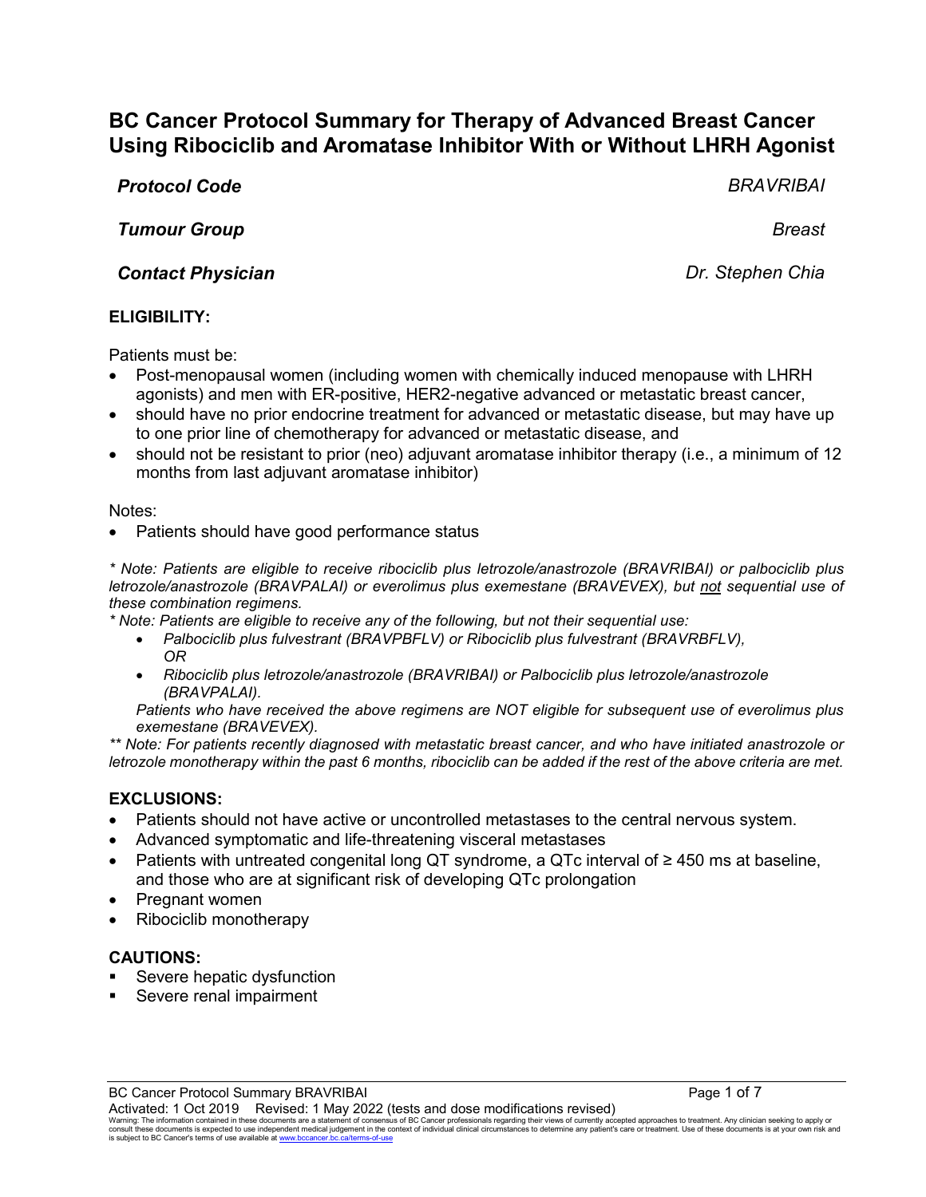# BC Cancer Protocol Summary for Therapy of Advanced Breast Cancer Using Ribociclib and Aromatase Inhibitor With or Without LHRH Agonist

| | |
|---|---|
| ***Protocol Code*** | *BRAVRIBAI* |
| ***Tumour Group*** | *Breast* |
| ***Contact Physician*** | *Dr. Stephen Chia* |

## ELIGIBILITY:

Patients must be:

- Post-menopausal women (including women with chemically induced menopause with LHRH agonists) and men with ER-positive, HER2-negative advanced or metastatic breast cancer,
- should have no prior endocrine treatment for advanced or metastatic disease, but may have up to one prior line of chemotherapy for advanced or metastatic disease, and
- should not be resistant to prior (neo) adjuvant aromatase inhibitor therapy (i.e., a minimum of 12 months from last adjuvant aromatase inhibitor)

Notes:

- Patients should have good performance status

*\* Note: Patients are eligible to receive ribociclib plus letrozole/anastrozole (BRAVRIBAI) or palbociclib plus letrozole/anastrozole (BRAVPALAI) or everolimus plus exemestane (BRAVEVEX), but <u>not</u> sequential use of these combination regimens.*

*\* Note: Patients are eligible to receive any of the following, but not their sequential use:*

- *Palbociclib plus fulvestrant (BRAVPBFLV) or Ribociclib plus fulvestrant (BRAVRBFLV), OR*
- *Ribociclib plus letrozole/anastrozole (BRAVRIBAI) or Palbociclib plus letrozole/anastrozole (BRAVPALAI).*

*Patients who have received the above regimens are NOT eligible for subsequent use of everolimus plus exemestane (BRAVEVEX).*

*\*\* Note: For patients recently diagnosed with metastatic breast cancer, and who have initiated anastrozole or letrozole monotherapy within the past 6 months, ribociclib can be added if the rest of the above criteria are met.*

## EXCLUSIONS:

- Patients should not have active or uncontrolled metastases to the central nervous system.
- Advanced symptomatic and life-threatening visceral metastases
- Patients with untreated congenital long QT syndrome, a QTc interval of ≥ 450 ms at baseline, and those who are at significant risk of developing QTc prolongation
- Pregnant women
- Ribociclib monotherapy

## CAUTIONS:

- Severe hepatic dysfunction
- Severe renal impairment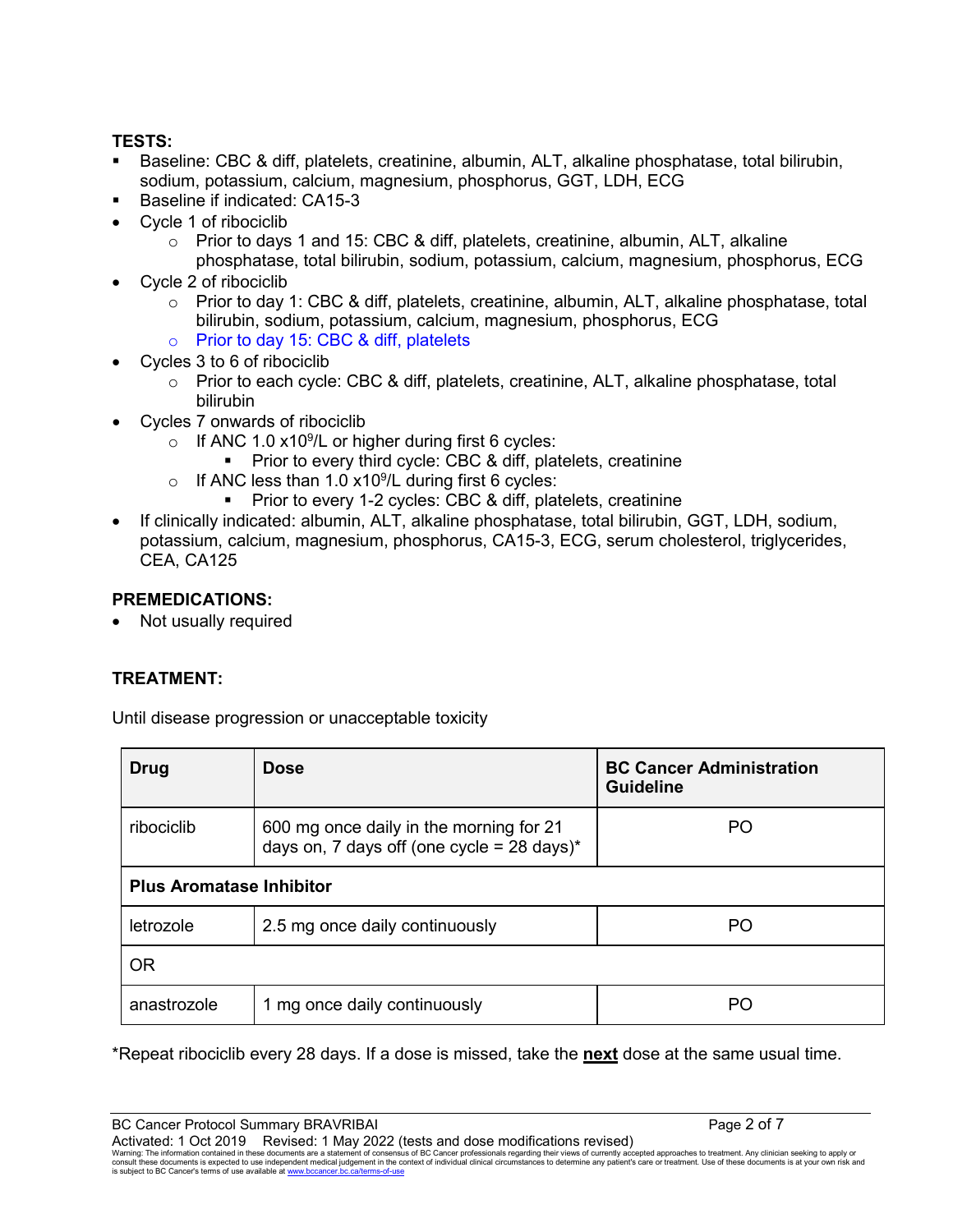**TESTS:**

- Baseline: CBC & diff, platelets, creatinine, albumin, ALT, alkaline phosphatase, total bilirubin, sodium, potassium, calcium, magnesium, phosphorus, GGT, LDH, ECG
- Baseline if indicated: CA15-3
- Cycle 1 of ribociclib
  - Prior to days 1 and 15: CBC & diff, platelets, creatinine, albumin, ALT, alkaline phosphatase, total bilirubin, sodium, potassium, calcium, magnesium, phosphorus, ECG
- Cycle 2 of ribociclib
  - Prior to day 1: CBC & diff, platelets, creatinine, albumin, ALT, alkaline phosphatase, total bilirubin, sodium, potassium, calcium, magnesium, phosphorus, ECG
  - Prior to day 15: CBC & diff, platelets
- Cycles 3 to 6 of ribociclib
  - Prior to each cycle: CBC & diff, platelets, creatinine, ALT, alkaline phosphatase, total bilirubin
- Cycles 7 onwards of ribociclib
  - If ANC 1.0 $x10^9$/L or higher during first 6 cycles:
    - Prior to every third cycle: CBC & diff, platelets, creatinine
  - If ANC less than 1.0 $x10^9$/L during first 6 cycles:
    - Prior to every 1-2 cycles: CBC & diff, platelets, creatinine
- If clinically indicated: albumin, ALT, alkaline phosphatase, total bilirubin, GGT, LDH, sodium, potassium, calcium, magnesium, phosphorus, CA15-3, ECG, serum cholesterol, triglycerides, CEA, CA125

**PREMEDICATIONS:**

- Not usually required

**TREATMENT:**

Until disease progression or unacceptable toxicity

| Drug | Dose | BC Cancer Administration Guideline |
|---|---|---|
| ribociclib | 600 mg once daily in the morning for 21 days on, 7 days off (one cycle = 28 days)* | PO |
| **Plus Aromatase Inhibitor** | | |
| letrozole | 2.5 mg once daily continuously | PO |
| OR | | |
| anastrozole | 1 mg once daily continuously | PO |

*Repeat ribociclib every 28 days. If a dose is missed, take the **next** dose at the same usual time.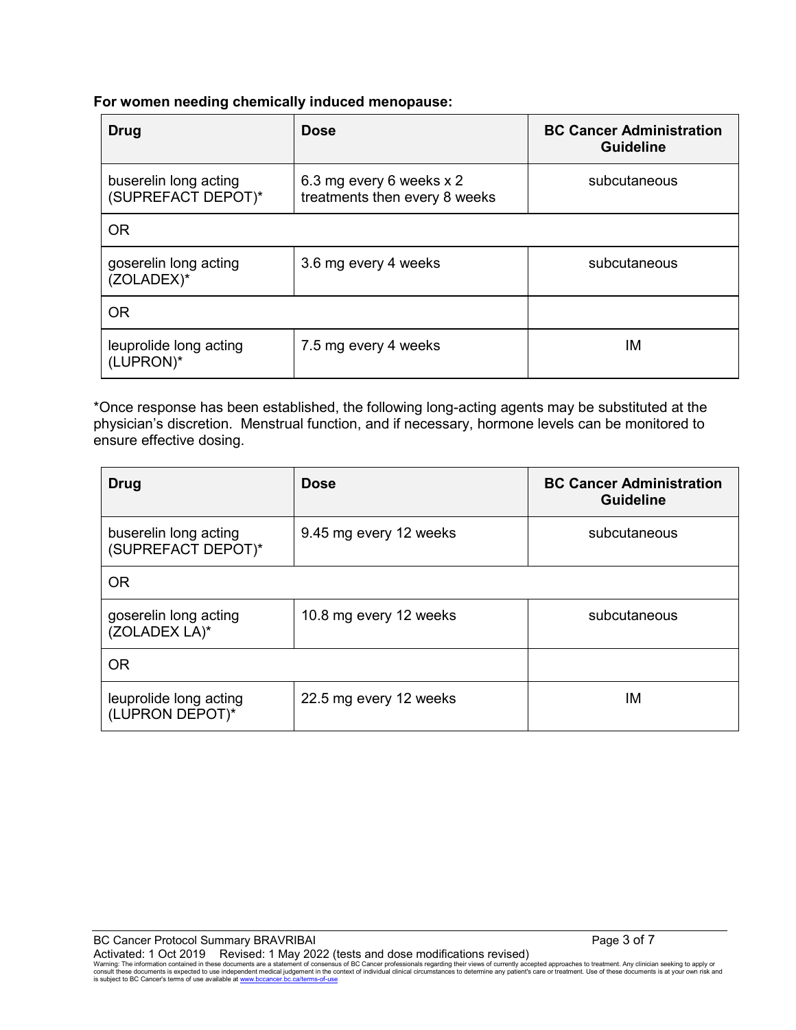**For women needing chemically induced menopause:**

| Drug | Dose | BC Cancer Administration Guideline |
|---|---|---|
| buserelin long acting (SUPREFACT DEPOT)* | 6.3 mg every 6 weeks x 2 treatments then every 8 weeks | subcutaneous |
| OR | | |
| goserelin long acting (ZOLADEX)* | 3.6 mg every 4 weeks | subcutaneous |
| OR | | |
| leuprolide long acting (LUPRON)* | 7.5 mg every 4 weeks | IM |

*Once response has been established, the following long-acting agents may be substituted at the physician's discretion. Menstrual function, and if necessary, hormone levels can be monitored to ensure effective dosing.

| Drug | Dose | BC Cancer Administration Guideline |
|---|---|---|
| buserelin long acting (SUPREFACT DEPOT)* | 9.45 mg every 12 weeks | subcutaneous |
| OR | | |
| goserelin long acting (ZOLADEX LA)* | 10.8 mg every 12 weeks | subcutaneous |
| OR | | |
| leuprolide long acting (LUPRON DEPOT)* | 22.5 mg every 12 weeks | IM |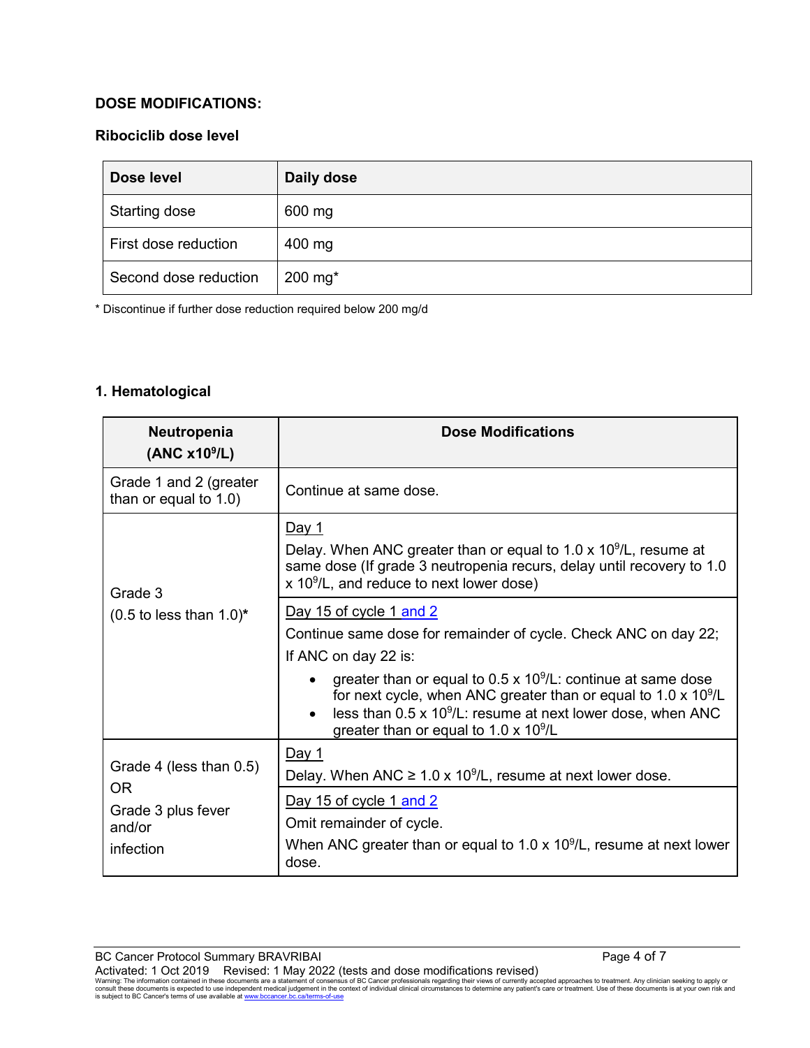**DOSE MODIFICATIONS:**

**Ribociclib dose level**

| Dose level | Daily dose |
|---|---|
| Starting dose | 600 mg |
| First dose reduction | 400 mg |
| Second dose reduction | 200 mg* |

\* Discontinue if further dose reduction required below 200 mg/d

**1. Hematological**

| Neutropenia (ANC x$10^9$/L) | Dose Modifications |
|---|---|
| Grade 1 and 2 (greater than or equal to 1.0) | Continue at same dose. |
| Grade 3 (0.5 to less than 1.0)* | Day 1<br>Delay. When ANC greater than or equal to 1.0 x $10^9$/L, resume at same dose (If grade 3 neutropenia recurs, delay until recovery to 1.0 x $10^9$/L, and reduce to next lower dose) |
| | Day 15 of cycle 1 and 2<br>Continue same dose for remainder of cycle. Check ANC on day 22;<br>If ANC on day 22 is:<br>• greater than or equal to 0.5 x $10^9$/L: continue at same dose for next cycle, when ANC greater than or equal to 1.0 x $10^9$/L<br>• less than 0.5 x $10^9$/L: resume at next lower dose, when ANC greater than or equal to 1.0 x $10^9$/L |
| Grade 4 (less than 0.5) OR Grade 3 plus fever and/or infection | Day 1<br>Delay. When ANC ≥ 1.0 x $10^9$/L, resume at next lower dose. |
| | Day 15 of cycle 1 and 2<br>Omit remainder of cycle.<br>When ANC greater than or equal to 1.0 x $10^9$/L, resume at next lower dose. |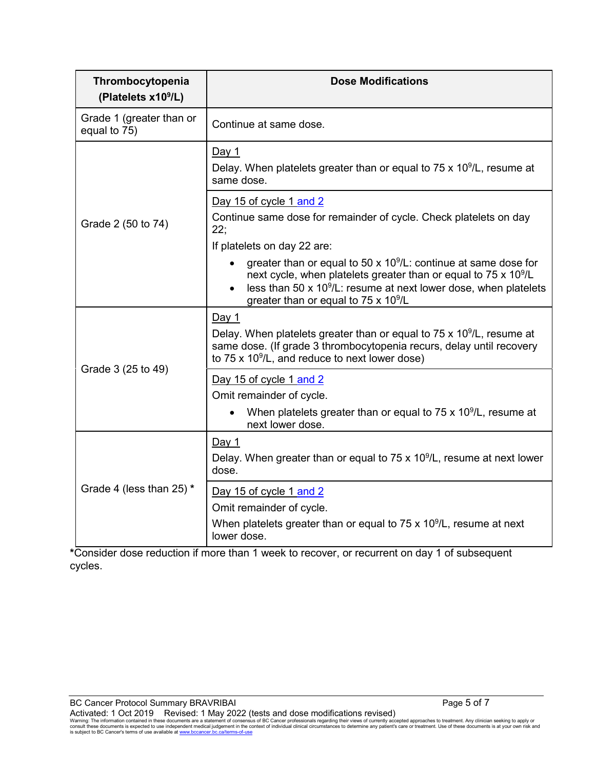| Thrombocytopenia (Platelets x$10^9$/L) | Dose Modifications |
|---|---|
| Grade 1 (greater than or equal to 75) | Continue at same dose. |
| Grade 2 (50 to 74) | Day 1<br>Delay. When platelets greater than or equal to 75 x $10^9$/L, resume at same dose. |
| | Day 15 of cycle 1 and 2<br>Continue same dose for remainder of cycle. Check platelets on day 22;<br>If platelets on day 22 are:<br>• greater than or equal to 50 x $10^9$/L: continue at same dose for next cycle, when platelets greater than or equal to 75 x $10^9$/L<br>• less than 50 x $10^9$/L: resume at next lower dose, when platelets greater than or equal to 75 x $10^9$/L |
| Grade 3 (25 to 49) | Day 1<br>Delay. When platelets greater than or equal to 75 x $10^9$/L, resume at same dose. (If grade 3 thrombocytopenia recurs, delay until recovery to 75 x $10^9$/L, and reduce to next lower dose) |
| | Day 15 of cycle 1 and 2<br>Omit remainder of cycle.<br>• When platelets greater than or equal to 75 x $10^9$/L, resume at next lower dose. |
| Grade 4 (less than 25) * | Day 1<br>Delay. When greater than or equal to 75 x $10^9$/L, resume at next lower dose. |
| | Day 15 of cycle 1 and 2<br>Omit remainder of cycle.<br>When platelets greater than or equal to 75 x $10^9$/L, resume at next lower dose. |

*Consider dose reduction if more than 1 week to recover, or recurrent on day 1 of subsequent cycles.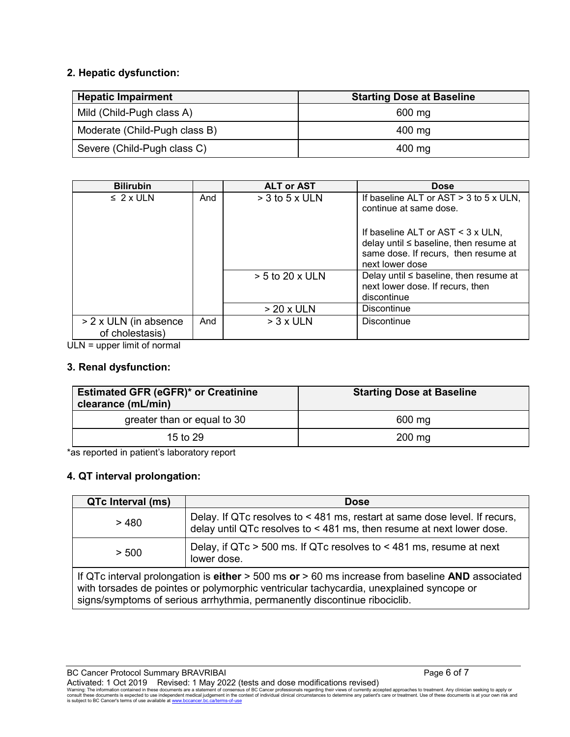**2. Hepatic dysfunction:**

| Hepatic Impairment | Starting Dose at Baseline |
| --- | --- |
| Mild (Child-Pugh class A) | 600 mg |
| Moderate (Child-Pugh class B) | 400 mg |
| Severe (Child-Pugh class C) | 400 mg |

| Bilirubin | | ALT or AST | Dose |
| --- | --- | --- | --- |
| ≤ 2 x ULN | And | > 3 to 5 x ULN | If baseline ALT or AST > 3 to 5 x ULN, continue at same dose.<br><br>If baseline ALT or AST < 3 x ULN, delay until ≤ baseline, then resume at same dose. If recurs, then resume at next lower dose |
| | | > 5 to 20 x ULN | Delay until ≤ baseline, then resume at next lower dose. If recurs, then discontinue |
| | | > 20 x ULN | Discontinue |
| > 2 x ULN (in absence of cholestasis) | And | > 3 x ULN | Discontinue |

ULN = upper limit of normal

**3. Renal dysfunction:**

| Estimated GFR (eGFR)* or Creatinine clearance (mL/min) | Starting Dose at Baseline |
| --- | --- |
| greater than or equal to 30 | 600 mg |
| 15 to 29 | 200 mg |

*as reported in patient's laboratory report

**4. QT interval prolongation:**

| QTc Interval (ms) | Dose |
| --- | --- |
| > 480 | Delay. If QTc resolves to < 481 ms, restart at same dose level. If recurs, delay until QTc resolves to < 481 ms, then resume at next lower dose. |
| > 500 | Delay, if QTc > 500 ms. If QTc resolves to < 481 ms, resume at next lower dose. |
| If QTc interval prolongation is **either** > 500 ms **or** > 60 ms increase from baseline **AND** associated with torsades de pointes or polymorphic ventricular tachycardia, unexplained syncope or signs/symptoms of serious arrhythmia, permanently discontinue ribociclib. | |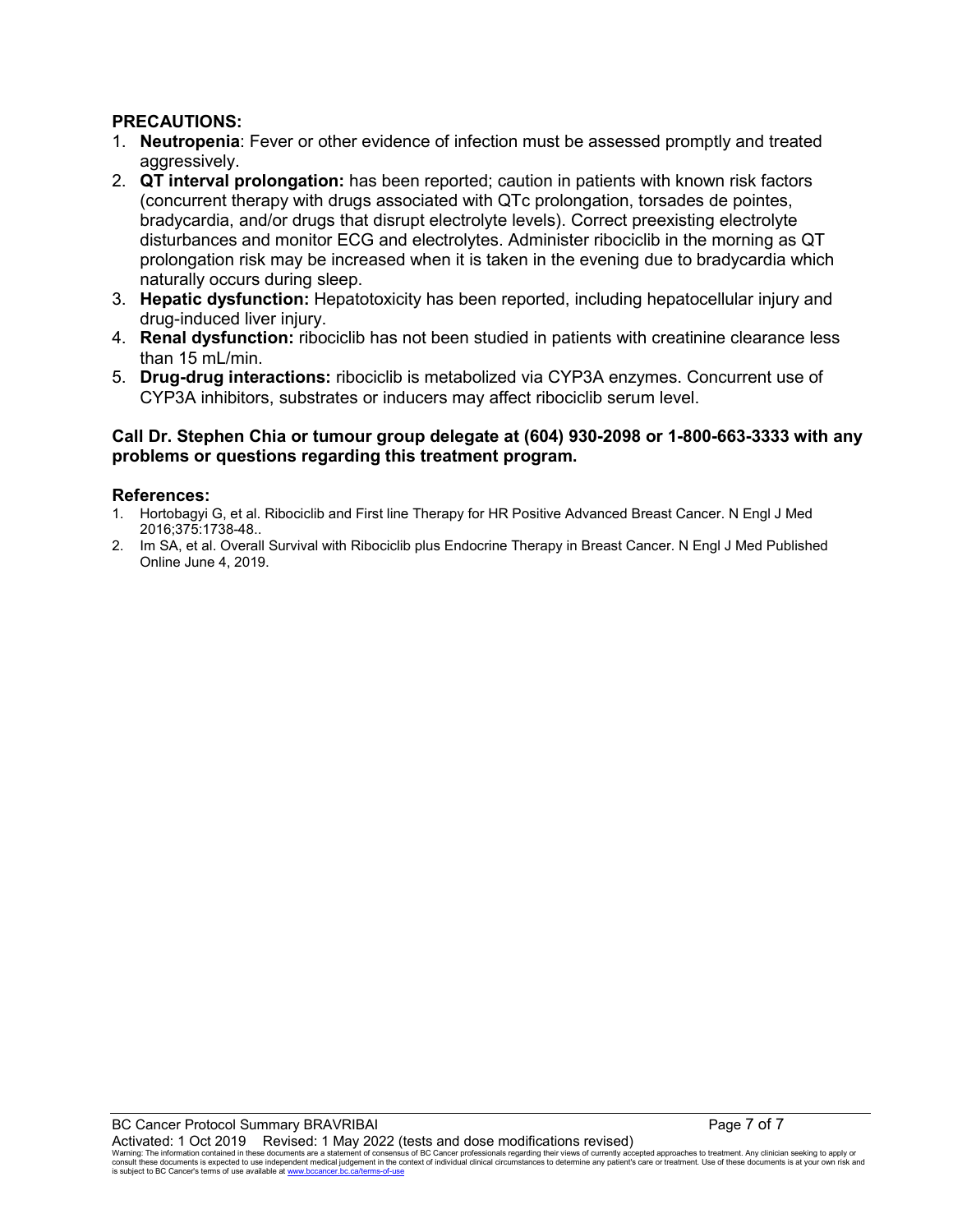**PRECAUTIONS:**

1. **Neutropenia**: Fever or other evidence of infection must be assessed promptly and treated aggressively.
2. **QT interval prolongation:** has been reported; caution in patients with known risk factors (concurrent therapy with drugs associated with QTc prolongation, torsades de pointes, bradycardia, and/or drugs that disrupt electrolyte levels). Correct preexisting electrolyte disturbances and monitor ECG and electrolytes. Administer ribociclib in the morning as QT prolongation risk may be increased when it is taken in the evening due to bradycardia which naturally occurs during sleep.
3. **Hepatic dysfunction:** Hepatotoxicity has been reported, including hepatocellular injury and drug-induced liver injury.
4. **Renal dysfunction:** ribociclib has not been studied in patients with creatinine clearance less than 15 mL/min.
5. **Drug-drug interactions:** ribociclib is metabolized via CYP3A enzymes. Concurrent use of CYP3A inhibitors, substrates or inducers may affect ribociclib serum level.

**Call Dr. Stephen Chia or tumour group delegate at (604) 930-2098 or 1-800-663-3333 with any problems or questions regarding this treatment program.**

**References:**

1. Hortobagyi G, et al. Ribociclib and First line Therapy for HR Positive Advanced Breast Cancer. N Engl J Med 2016;375:1738-48..
2. Im SA, et al. Overall Survival with Ribociclib plus Endocrine Therapy in Breast Cancer. N Engl J Med Published Online June 4, 2019.